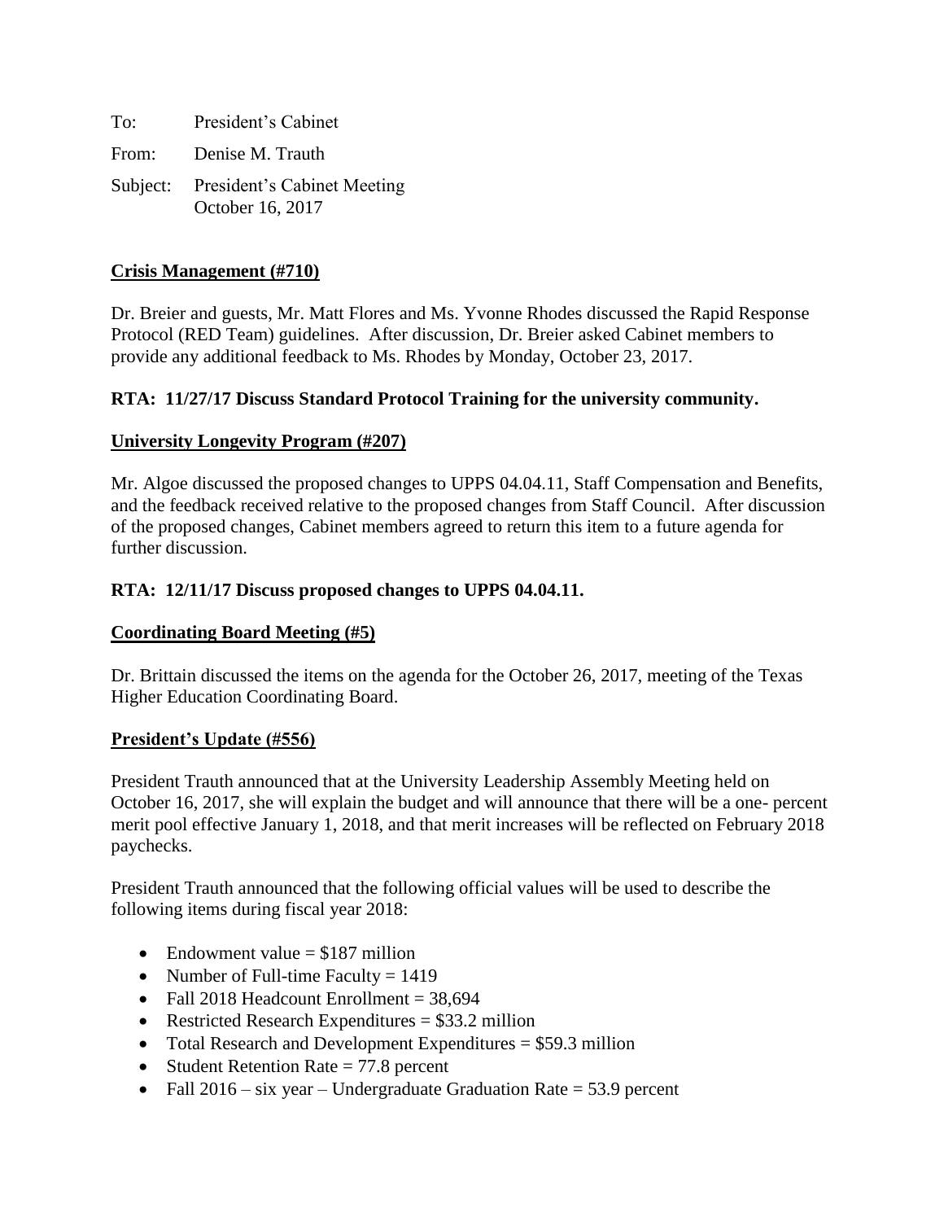To: President's Cabinet

From: Denise M. Trauth

Subject: President's Cabinet Meeting
October 16, 2017

**<u>Crisis Management (#710)</u>**

Dr. Breier and guests, Mr. Matt Flores and Ms. Yvonne Rhodes discussed the Rapid Response Protocol (RED Team) guidelines. After discussion, Dr. Breier asked Cabinet members to provide any additional feedback to Ms. Rhodes by Monday, October 23, 2017.

**RTA: 11/27/17 Discuss Standard Protocol Training for the university community.**

**<u>University Longevity Program (#207)</u>**

Mr. Algoe discussed the proposed changes to UPPS 04.04.11, Staff Compensation and Benefits, and the feedback received relative to the proposed changes from Staff Council. After discussion of the proposed changes, Cabinet members agreed to return this item to a future agenda for further discussion.

**RTA: 12/11/17 Discuss proposed changes to UPPS 04.04.11.**

**<u>Coordinating Board Meeting (#5)</u>**

Dr. Brittain discussed the items on the agenda for the October 26, 2017, meeting of the Texas Higher Education Coordinating Board.

**<u>President's Update (#556)</u>**

President Trauth announced that at the University Leadership Assembly Meeting held on October 16, 2017, she will explain the budget and will announce that there will be a one- percent merit pool effective January 1, 2018, and that merit increases will be reflected on February 2018 paychecks.

President Trauth announced that the following official values will be used to describe the following items during fiscal year 2018:

- Endowment value = $187 million
- Number of Full-time Faculty = 1419
- Fall 2018 Headcount Enrollment = 38,694
- Restricted Research Expenditures = $33.2 million
- Total Research and Development Expenditures = $59.3 million
- Student Retention Rate = 77.8 percent
- Fall 2016 – six year – Undergraduate Graduation Rate = 53.9 percent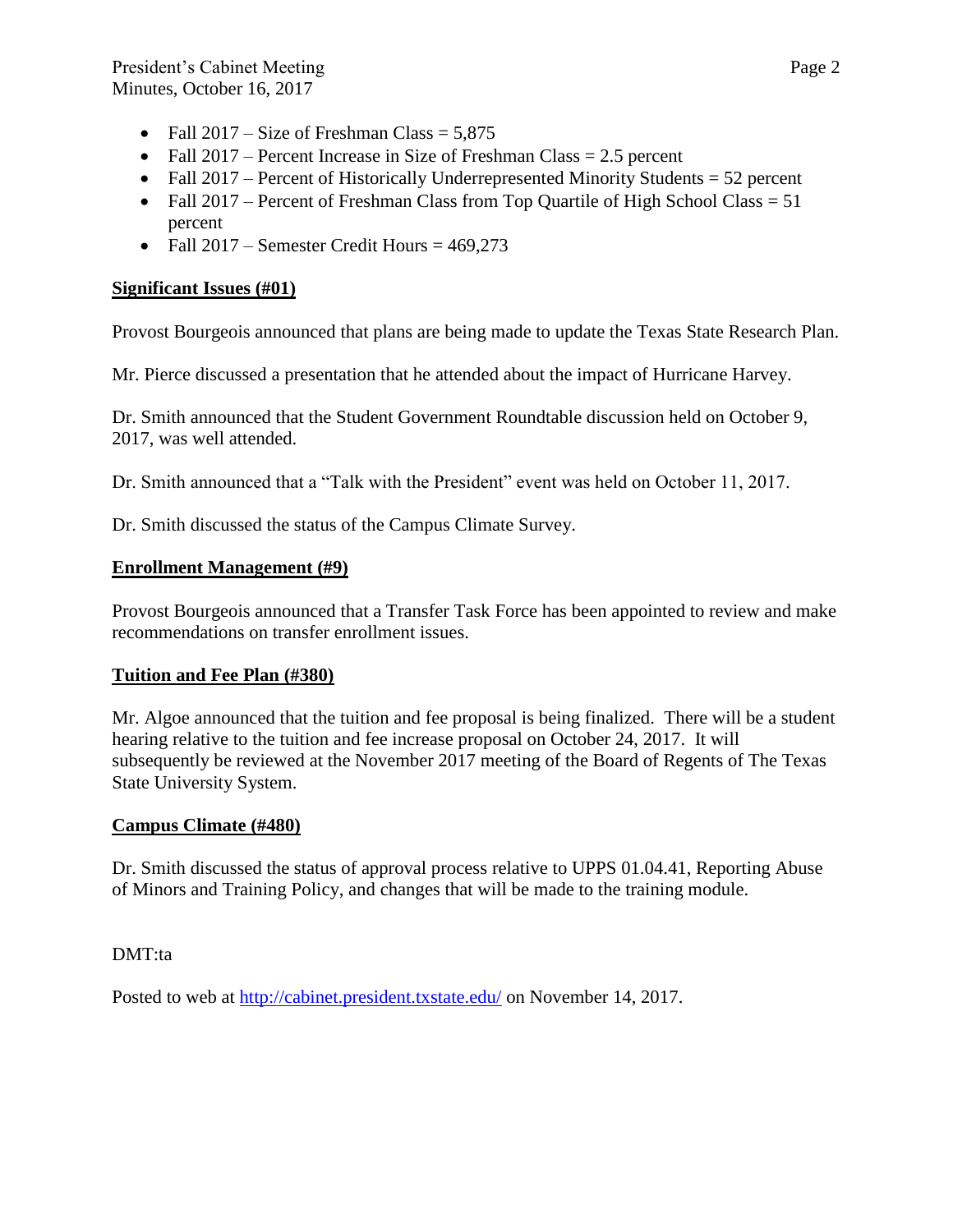- Fall 2017 – Size of Freshman Class = 5,875
- Fall 2017 – Percent Increase in Size of Freshman Class = 2.5 percent
- Fall 2017 – Percent of Historically Underrepresented Minority Students = 52 percent
- Fall 2017 – Percent of Freshman Class from Top Quartile of High School Class = 51 percent
- Fall 2017 – Semester Credit Hours = 469,273

**Significant Issues (#01)**

Provost Bourgeois announced that plans are being made to update the Texas State Research Plan.

Mr. Pierce discussed a presentation that he attended about the impact of Hurricane Harvey.

Dr. Smith announced that the Student Government Roundtable discussion held on October 9, 2017, was well attended.

Dr. Smith announced that a "Talk with the President" event was held on October 11, 2017.

Dr. Smith discussed the status of the Campus Climate Survey.

**Enrollment Management (#9)**

Provost Bourgeois announced that a Transfer Task Force has been appointed to review and make recommendations on transfer enrollment issues.

**Tuition and Fee Plan (#380)**

Mr. Algoe announced that the tuition and fee proposal is being finalized. There will be a student hearing relative to the tuition and fee increase proposal on October 24, 2017. It will subsequently be reviewed at the November 2017 meeting of the Board of Regents of The Texas State University System.

**Campus Climate (#480)**

Dr. Smith discussed the status of approval process relative to UPPS 01.04.41, Reporting Abuse of Minors and Training Policy, and changes that will be made to the training module.

DMT:ta

Posted to web at http://cabinet.president.txstate.edu/ on November 14, 2017.